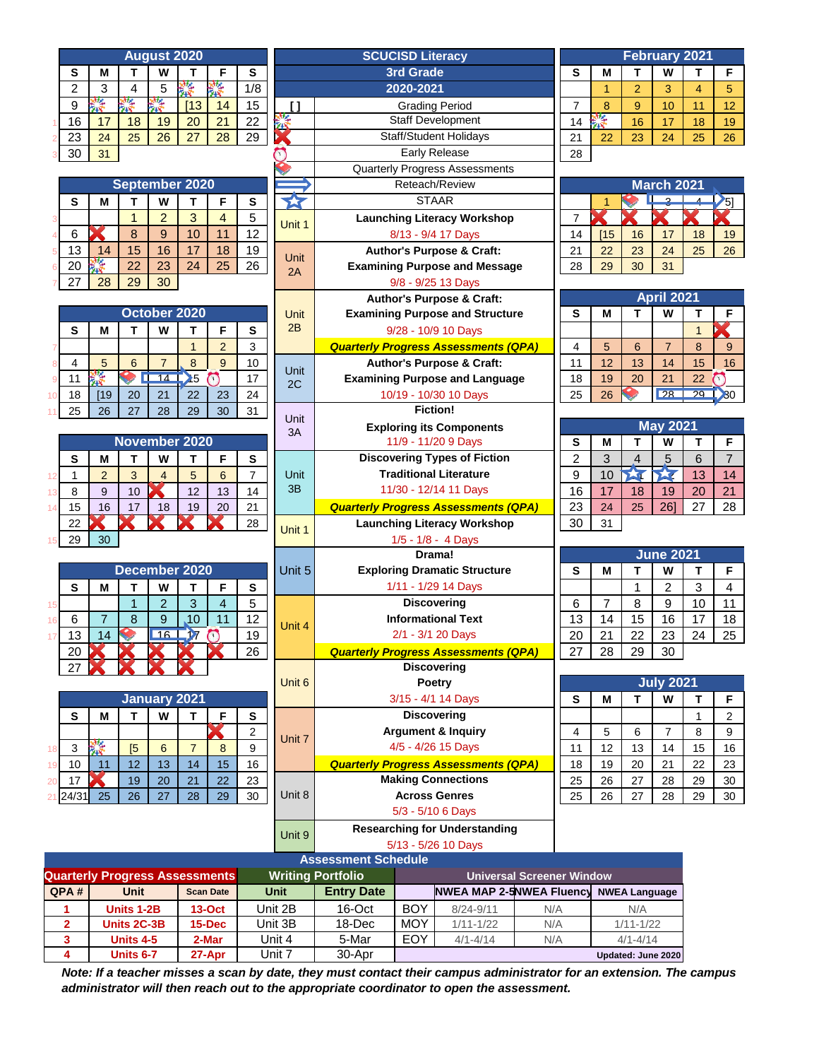# SCUCISD Literacy
## 3rd Grade
## 2020-2021

| Symbol | Legend |
| --- | --- |
| [ ] | Grading Period |
| | Staff Development |
| | Staff/Student Holidays |
| | Early Release |
| | Quarterly Progress Assessments |
| | Reteach/Review |
| | STAAR |

| Unit | Description |
| --- | --- |
| Unit 1 | **Launching Literacy Workshop** 8/13 - 9/4 17 Days |
| Unit 2A | **Author's Purpose & Craft: Examining Purpose and Message** 9/8 - 9/25 13 Days |
| Unit 2B | **Author's Purpose & Craft: Examining Purpose and Structure** 9/28 - 10/9 10 Days |
| | ***Quarterly Progress Assessments (QPA)*** |
| Unit 2C | **Author's Purpose & Craft: Examining Purpose and Language** 10/19 - 10/30 10 Days |
| Unit 3A | **Fiction! Exploring its Components** 11/9 - 11/20 9 Days |
| Unit 3B | **Discovering Types of Fiction Traditional Literature** 11/30 - 12/14 11 Days |
| | ***Quarterly Progress Assessments (QPA)*** |
| Unit 1 | **Launching Literacy Workshop** 1/5 - 1/8 - 4 Days |
| Unit 5 | **Drama! Exploring Dramatic Structure** 1/11 - 1/29 14 Days |
| Unit 4 | **Discovering Informational Text** 2/1 - 3/1 20 Days |
| | ***Quarterly Progress Assessments (QPA)*** |
| Unit 6 | **Discovering Poetry** 3/15 - 4/1 14 Days |
| Unit 7 | **Discovering Argument & Inquiry** 4/5 - 4/26 15 Days |
| | ***Quarterly Progress Assessments (QPA)*** |
| Unit 8 | **Making Connections Across Genres** 5/3 - 5/10 6 Days |
| Unit 9 | **Researching for Understanding** 5/13 - 5/26 10 Days |

### August 2020

| | S | M | T | W | T | F | S |
| --- | --- | --- | --- | --- | --- | --- | --- |
| | 2 | 3 | 4 | 5 | | | 1/8 |
| | 9 | | | | [13 | 14 | 15 |
| 1 | 16 | 17 | 18 | 19 | 20 | 21 | 22 |
| 2 | 23 | 24 | 25 | 26 | 27 | 28 | 29 |
| 3 | 30 | 31 | | | | | |

### September 2020

| | S | M | T | W | T | F | S |
| --- | --- | --- | --- | --- | --- | --- | --- |
| 3 | | | 1 | 2 | 3 | 4 | 5 |
| 4 | 6 | | 8 | 9 | 10 | 11 | 12 |
| 5 | 13 | 14 | 15 | 16 | 17 | 18 | 19 |
| 6 | 20 | | 22 | 23 | 24 | 25 | 26 |
| 7 | 27 | 28 | 29 | 30 | | | |

### October 2020

| | S | M | T | W | T | F | S |
| --- | --- | --- | --- | --- | --- | --- | --- |
| 7 | | | | | 1 | 2 | 3 |
| 8 | 4 | 5 | 6 | 7 | 8 | 9 | 10 |
| 9 | 11 | | | 14 | 15 | 16 | 17 |
| 10 | 18 | [19 | 20 | 21 | 22 | 23 | 24 |
| 11 | 25 | 26 | 27 | 28 | 29 | 30 | 31 |

### November 2020

| | S | M | T | W | T | F | S |
| --- | --- | --- | --- | --- | --- | --- | --- |
| 12 | 1 | 2 | 3 | 4 | 5 | 6 | 7 |
| 13 | 8 | 9 | 10 | | 12 | 13 | 14 |
| 14 | 15 | 16 | 17 | 18 | 19 | 20 | 21 |
| | 22 | | | | | | 28 |
| 15 | 29 | 30 | | | | | |

### December 2020

| | S | M | T | W | T | F | S |
| --- | --- | --- | --- | --- | --- | --- | --- |
| 15 | | | 1 | 2 | 3 | 4 | 5 |
| 16 | 6 | 7 | 8 | 9 | 10 | 11 | 12 |
| 17 | 13 | 14 | | 16 | 17 | | 19 |
| | 20 | | | | | | 26 |
| | 27 | | | | | | |

### January 2021

| | S | M | T | W | T | F | S |
| --- | --- | --- | --- | --- | --- | --- | --- |
| | | | | | | | 2 |
| 18 | 3 | | [5 | 6 | 7 | 8 | 9 |
| 19 | 10 | 11 | 12 | 13 | 14 | 15 | 16 |
| 20 | 17 | | 19 | 20 | 21 | 22 | 23 |
| 21 | 24/31 | 25 | 26 | 27 | 28 | 29 | 30 |

### February 2021

| S | M | T | W | T | F |
| --- | --- | --- | --- | --- | --- |
| | 1 | 2 | 3 | 4 | 5 |
| 7 | 8 | 9 | 10 | 11 | 12 |
| 14 | | 16 | 17 | 18 | 19 |
| 21 | 22 | 23 | 24 | 25 | 26 |
| 28 | | | | | |

### March 2021

| S | M | T | W | T | F |
| --- | --- | --- | --- | --- | --- |
| | 1 | | 3 | 4 | 5] |
| 7 | | | | | |
| 14 | [15 | 16 | 17 | 18 | 19 |
| 21 | 22 | 23 | 24 | 25 | 26 |
| 28 | 29 | 30 | 31 | | |

### April 2021

| S | M | T | W | T | F |
| --- | --- | --- | --- | --- | --- |
| | | | | 1 | |
| 4 | 5 | 6 | 7 | 8 | 9 |
| 11 | 12 | 13 | 14 | 15 | 16 |
| 18 | 19 | 20 | 21 | 22 | |
| 25 | 26 | | 28 | 29 | 30 |

### May 2021

| S | M | T | W | T | F |
| --- | --- | --- | --- | --- | --- |
| 2 | 3 | 4 | 5 | 6 | 7 |
| 9 | 10 | | | 13 | 14 |
| 16 | 17 | 18 | 19 | 20 | 21 |
| 23 | 24 | 25 | 26] | 27 | 28 |
| 30 | 31 | | | | |

### June 2021

| S | M | T | W | T | F |
| --- | --- | --- | --- | --- | --- |
| | | 1 | 2 | 3 | 4 |
| 6 | 7 | 8 | 9 | 10 | 11 |
| 13 | 14 | 15 | 16 | 17 | 18 |
| 20 | 21 | 22 | 23 | 24 | 25 |
| 27 | 28 | 29 | 30 | | |

### July 2021

| S | M | T | W | T | F |
| --- | --- | --- | --- | --- | --- |
| | | | | 1 | 2 |
| 4 | 5 | 6 | 7 | 8 | 9 |
| 11 | 12 | 13 | 14 | 15 | 16 |
| 18 | 19 | 20 | 21 | 22 | 23 |
| 25 | 26 | 27 | 28 | 29 | 30 |
| 25 | 26 | 27 | 28 | 29 | 30 |

## Assessment Schedule

| Quarterly Progress Assessments | | | Writing Portfolio | | Universal Screener Window | | | |
| --- | --- | --- | --- | --- | --- | --- | --- | --- |
| QPA # | Unit | Scan Date | Unit | Entry Date | | NWEA MAP 2-5 | NWEA Fluency | NWEA Language |
| 1 | Units 1-2B | 13-Oct | Unit 2B | 16-Oct | BOY | 8/24-9/11 | N/A | N/A |
| 2 | Units 2C-3B | 15-Dec | Unit 3B | 18-Dec | MOY | 1/11-1/22 | N/A | 1/11-1/22 |
| 3 | Units 4-5 | 2-Mar | Unit 4 | 5-Mar | EOY | 4/1-4/14 | N/A | 4/1-4/14 |
| 4 | Units 6-7 | 27-Apr | Unit 7 | 30-Apr | | | | Updated: June 2020 |

***Note: If a teacher misses a scan by date, they must contact their campus administrator for an extension. The campus administrator will then reach out to the appropriate coordinator to open the assessment.***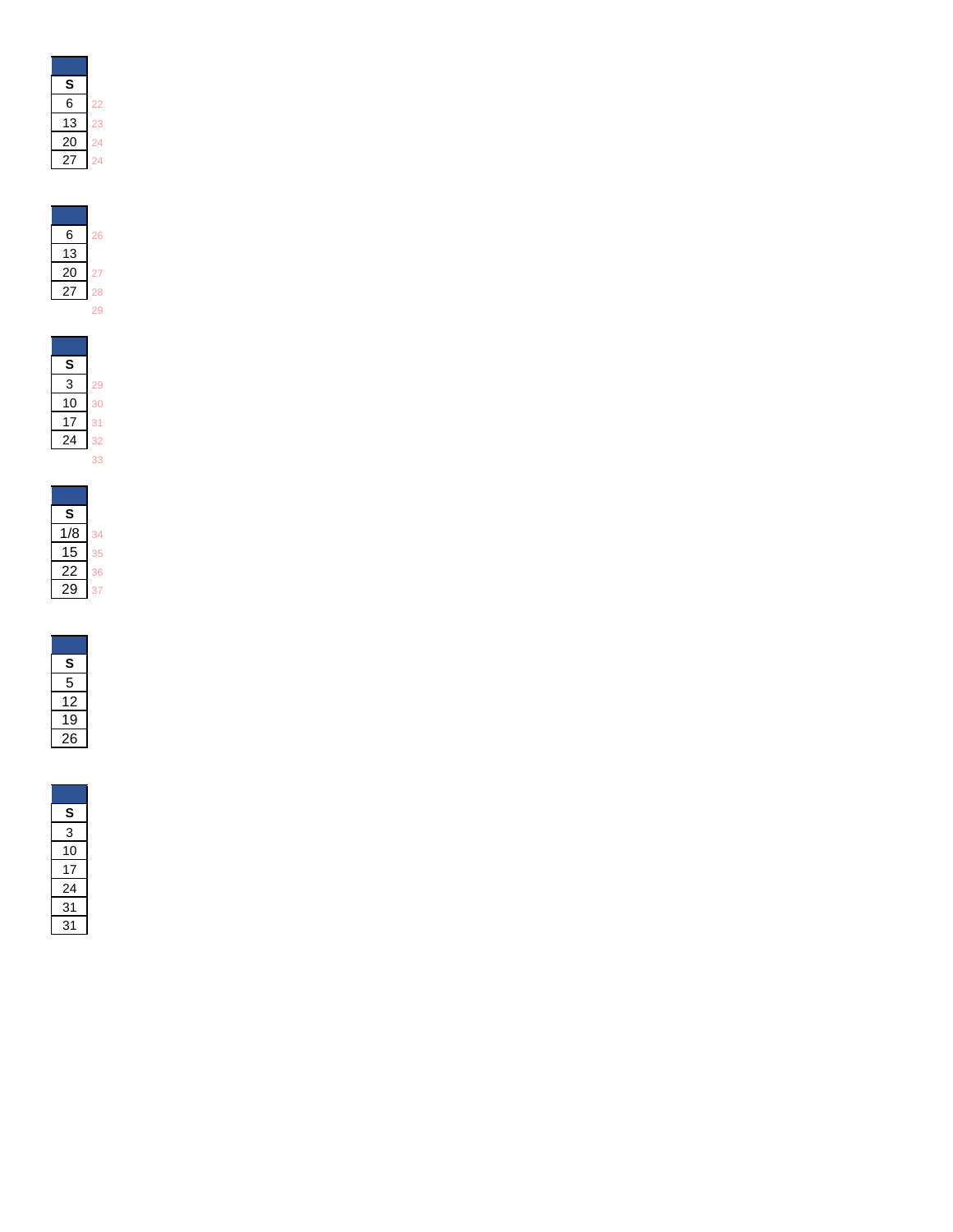| |
|---|
| S |
| 6 |
| 13 |
| 20 |
| 27 |

22
23
24
24

| |
|---|
| 6 |
| 13 |
| 20 |
| 27 |

26
27
28
29

| |
|---|
| S |
| 3 |
| 10 |
| 17 |
| 24 |

29
30
31
32
33

| |
|---|
| S |
| 1/8 |
| 15 |
| 22 |
| 29 |

34
35
36
37

| |
|---|
| S |
| 5 |
| 12 |
| 19 |
| 26 |

| |
|---|
| S |
| 3 |
| 10 |
| 17 |
| 24 |
| 31 |
| 31 |